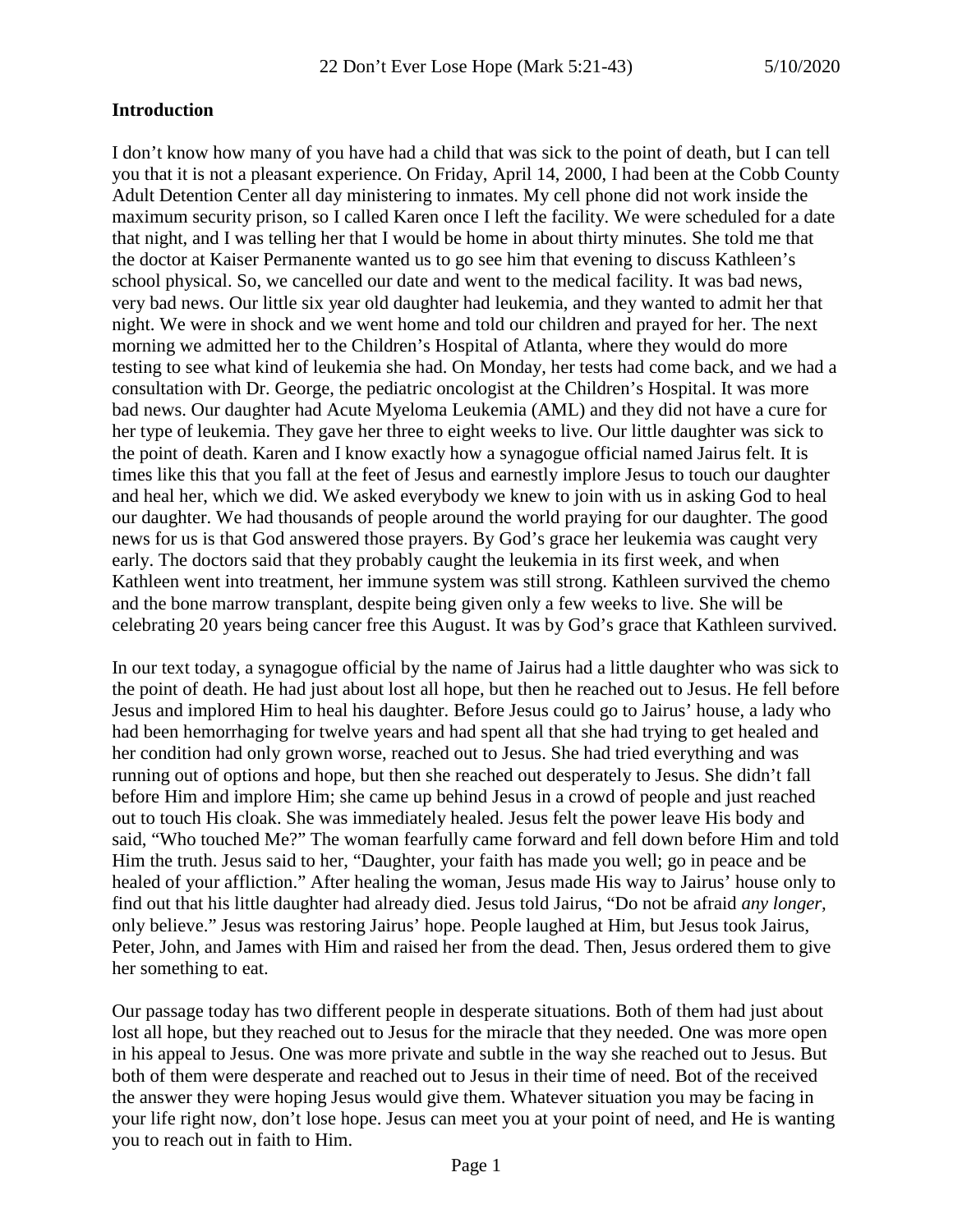**Introduction**

I don't know how many of you have had a child that was sick to the point of death, but I can tell you that it is not a pleasant experience. On Friday, April 14, 2000, I had been at the Cobb County Adult Detention Center all day ministering to inmates. My cell phone did not work inside the maximum security prison, so I called Karen once I left the facility. We were scheduled for a date that night, and I was telling her that I would be home in about thirty minutes. She told me that the doctor at Kaiser Permanente wanted us to go see him that evening to discuss Kathleen's school physical. So, we cancelled our date and went to the medical facility. It was bad news, very bad news. Our little six year old daughter had leukemia, and they wanted to admit her that night. We were in shock and we went home and told our children and prayed for her. The next morning we admitted her to the Children's Hospital of Atlanta, where they would do more testing to see what kind of leukemia she had. On Monday, her tests had come back, and we had a consultation with Dr. George, the pediatric oncologist at the Children's Hospital. It was more bad news. Our daughter had Acute Myeloma Leukemia (AML) and they did not have a cure for her type of leukemia. They gave her three to eight weeks to live. Our little daughter was sick to the point of death. Karen and I know exactly how a synagogue official named Jairus felt. It is times like this that you fall at the feet of Jesus and earnestly implore Jesus to touch our daughter and heal her, which we did. We asked everybody we knew to join with us in asking God to heal our daughter. We had thousands of people around the world praying for our daughter. The good news for us is that God answered those prayers. By God's grace her leukemia was caught very early. The doctors said that they probably caught the leukemia in its first week, and when Kathleen went into treatment, her immune system was still strong. Kathleen survived the chemo and the bone marrow transplant, despite being given only a few weeks to live. She will be celebrating 20 years being cancer free this August. It was by God's grace that Kathleen survived.

In our text today, a synagogue official by the name of Jairus had a little daughter who was sick to the point of death. He had just about lost all hope, but then he reached out to Jesus. He fell before Jesus and implored Him to heal his daughter. Before Jesus could go to Jairus' house, a lady who had been hemorrhaging for twelve years and had spent all that she had trying to get healed and her condition had only grown worse, reached out to Jesus. She had tried everything and was running out of options and hope, but then she reached out desperately to Jesus. She didn't fall before Him and implore Him; she came up behind Jesus in a crowd of people and just reached out to touch His cloak. She was immediately healed. Jesus felt the power leave His body and said, "Who touched Me?" The woman fearfully came forward and fell down before Him and told Him the truth. Jesus said to her, "Daughter, your faith has made you well; go in peace and be healed of your affliction." After healing the woman, Jesus made His way to Jairus' house only to find out that his little daughter had already died. Jesus told Jairus, "Do not be afraid *any longer,* only believe." Jesus was restoring Jairus' hope. People laughed at Him, but Jesus took Jairus, Peter, John, and James with Him and raised her from the dead. Then, Jesus ordered them to give her something to eat.

Our passage today has two different people in desperate situations. Both of them had just about lost all hope, but they reached out to Jesus for the miracle that they needed. One was more open in his appeal to Jesus. One was more private and subtle in the way she reached out to Jesus. But both of them were desperate and reached out to Jesus in their time of need. Bot of the received the answer they were hoping Jesus would give them. Whatever situation you may be facing in your life right now, don't lose hope. Jesus can meet you at your point of need, and He is wanting you to reach out in faith to Him.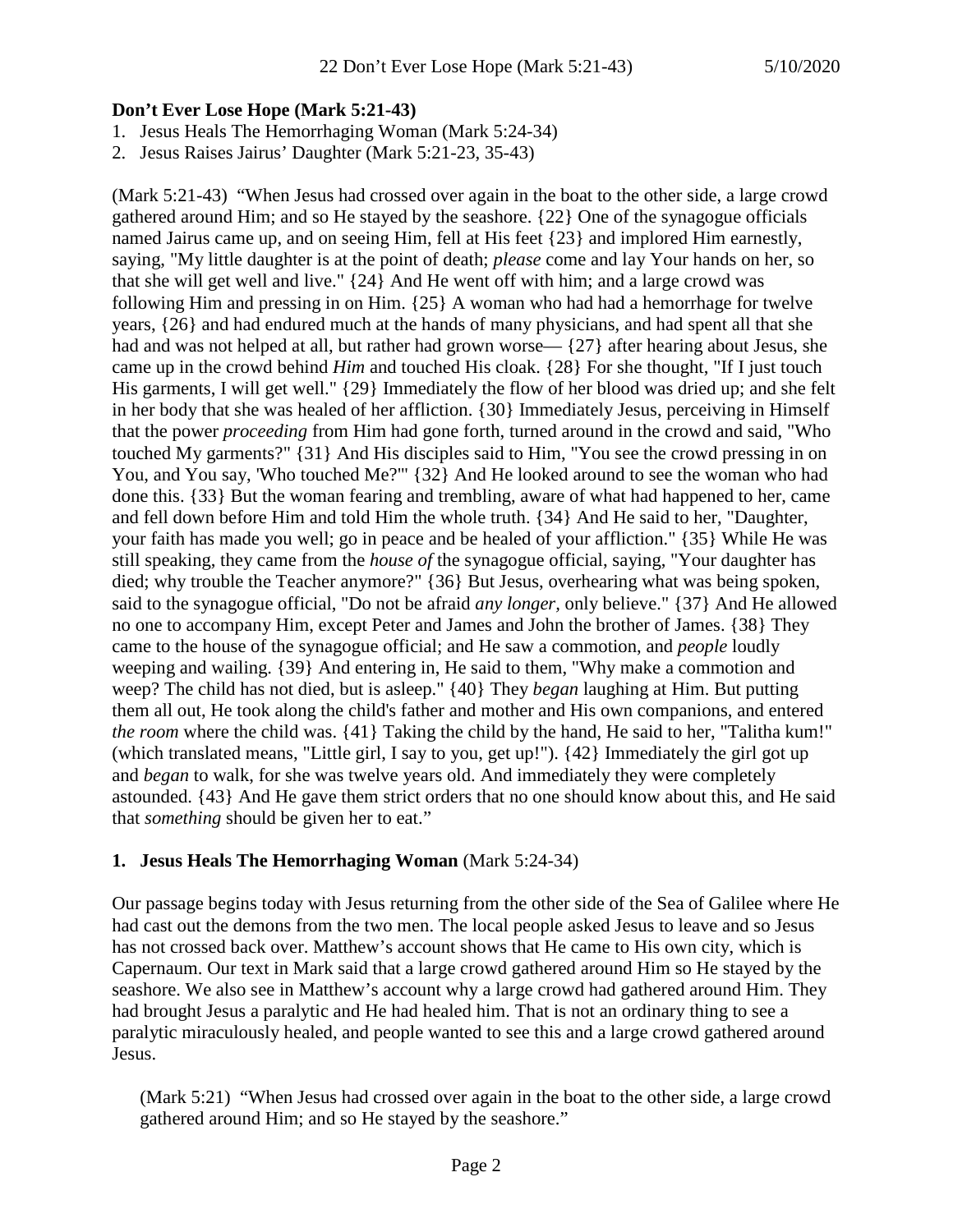**Don't Ever Lose Hope (Mark 5:21-43)**

1. Jesus Heals The Hemorrhaging Woman (Mark 5:24-34)
2. Jesus Raises Jairus' Daughter (Mark 5:21-23, 35-43)

(Mark 5:21-43) "When Jesus had crossed over again in the boat to the other side, a large crowd gathered around Him; and so He stayed by the seashore. {22} One of the synagogue officials named Jairus came up, and on seeing Him, fell at His feet {23} and implored Him earnestly, saying, "My little daughter is at the point of death; *please* come and lay Your hands on her, so that she will get well and live." {24} And He went off with him; and a large crowd was following Him and pressing in on Him. {25} A woman who had had a hemorrhage for twelve years, {26} and had endured much at the hands of many physicians, and had spent all that she had and was not helped at all, but rather had grown worse— {27} after hearing about Jesus, she came up in the crowd behind *Him* and touched His cloak. {28} For she thought, "If I just touch His garments, I will get well." {29} Immediately the flow of her blood was dried up; and she felt in her body that she was healed of her affliction. {30} Immediately Jesus, perceiving in Himself that the power *proceeding* from Him had gone forth, turned around in the crowd and said, "Who touched My garments?" {31} And His disciples said to Him, "You see the crowd pressing in on You, and You say, 'Who touched Me?'" {32} And He looked around to see the woman who had done this. {33} But the woman fearing and trembling, aware of what had happened to her, came and fell down before Him and told Him the whole truth. {34} And He said to her, "Daughter, your faith has made you well; go in peace and be healed of your affliction." {35} While He was still speaking, they came from the *house of* the synagogue official, saying, "Your daughter has died; why trouble the Teacher anymore?" {36} But Jesus, overhearing what was being spoken, said to the synagogue official, "Do not be afraid *any longer*, only believe." {37} And He allowed no one to accompany Him, except Peter and James and John the brother of James. {38} They came to the house of the synagogue official; and He saw a commotion, and *people* loudly weeping and wailing. {39} And entering in, He said to them, "Why make a commotion and weep? The child has not died, but is asleep." {40} They *began* laughing at Him. But putting them all out, He took along the child's father and mother and His own companions, and entered *the room* where the child was. {41} Taking the child by the hand, He said to her, "Talitha kum!" (which translated means, "Little girl, I say to you, get up!"). {42} Immediately the girl got up and *began* to walk, for she was twelve years old. And immediately they were completely astounded. {43} And He gave them strict orders that no one should know about this, and He said that *something* should be given her to eat."

## 1. Jesus Heals The Hemorrhaging Woman (Mark 5:24-34)

Our passage begins today with Jesus returning from the other side of the Sea of Galilee where He had cast out the demons from the two men. The local people asked Jesus to leave and so Jesus has not crossed back over. Matthew's account shows that He came to His own city, which is Capernaum. Our text in Mark said that a large crowd gathered around Him so He stayed by the seashore. We also see in Matthew's account why a large crowd had gathered around Him. They had brought Jesus a paralytic and He had healed him. That is not an ordinary thing to see a paralytic miraculously healed, and people wanted to see this and a large crowd gathered around Jesus.

> (Mark 5:21) "When Jesus had crossed over again in the boat to the other side, a large crowd gathered around Him; and so He stayed by the seashore."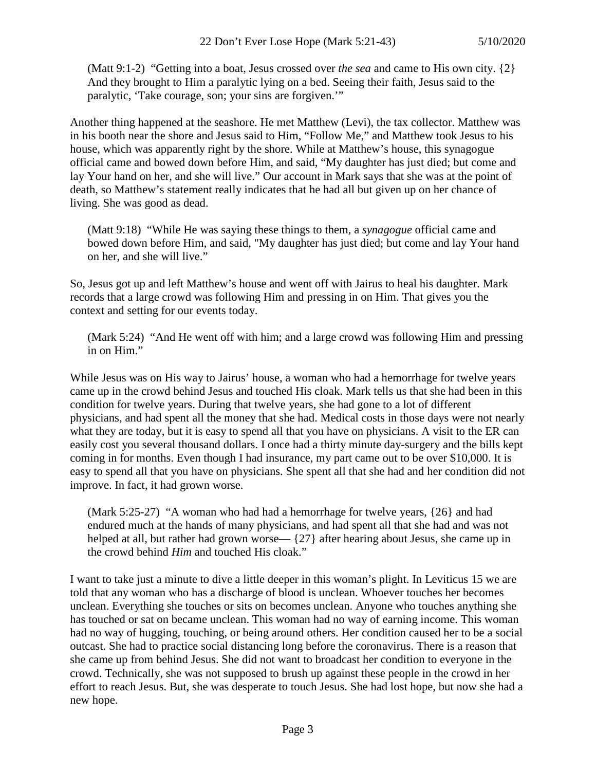(Matt 9:1-2)  "Getting into a boat, Jesus crossed over *the sea* and came to His own city. {2} And they brought to Him a paralytic lying on a bed. Seeing their faith, Jesus said to the paralytic, 'Take courage, son; your sins are forgiven.'"

Another thing happened at the seashore. He met Matthew (Levi), the tax collector. Matthew was in his booth near the shore and Jesus said to Him, "Follow Me," and Matthew took Jesus to his house, which was apparently right by the shore. While at Matthew's house, this synagogue official came and bowed down before Him, and said, "My daughter has just died; but come and lay Your hand on her, and she will live." Our account in Mark says that she was at the point of death, so Matthew's statement really indicates that he had all but given up on her chance of living. She was good as dead.

(Matt 9:18)  "While He was saying these things to them, a *synagogue* official came and bowed down before Him, and said, "My daughter has just died; but come and lay Your hand on her, and she will live."

So, Jesus got up and left Matthew's house and went off with Jairus to heal his daughter. Mark records that a large crowd was following Him and pressing in on Him. That gives you the context and setting for our events today.

(Mark 5:24)  "And He went off with him; and a large crowd was following Him and pressing in on Him."

While Jesus was on His way to Jairus' house, a woman who had a hemorrhage for twelve years came up in the crowd behind Jesus and touched His cloak. Mark tells us that she had been in this condition for twelve years. During that twelve years, she had gone to a lot of different physicians, and had spent all the money that she had. Medical costs in those days were not nearly what they are today, but it is easy to spend all that you have on physicians. A visit to the ER can easily cost you several thousand dollars. I once had a thirty minute day-surgery and the bills kept coming in for months. Even though I had insurance, my part came out to be over $10,000. It is easy to spend all that you have on physicians. She spent all that she had and her condition did not improve. In fact, it had grown worse.

(Mark 5:25-27)  "A woman who had had a hemorrhage for twelve years, {26} and had endured much at the hands of many physicians, and had spent all that she had and was not helped at all, but rather had grown worse— {27} after hearing about Jesus, she came up in the crowd behind *Him* and touched His cloak."

I want to take just a minute to dive a little deeper in this woman's plight. In Leviticus 15 we are told that any woman who has a discharge of blood is unclean. Whoever touches her becomes unclean. Everything she touches or sits on becomes unclean. Anyone who touches anything she has touched or sat on became unclean. This woman had no way of earning income. This woman had no way of hugging, touching, or being around others. Her condition caused her to be a social outcast. She had to practice social distancing long before the coronavirus. There is a reason that she came up from behind Jesus. She did not want to broadcast her condition to everyone in the crowd. Technically, she was not supposed to brush up against these people in the crowd in her effort to reach Jesus. But, she was desperate to touch Jesus. She had lost hope, but now she had a new hope.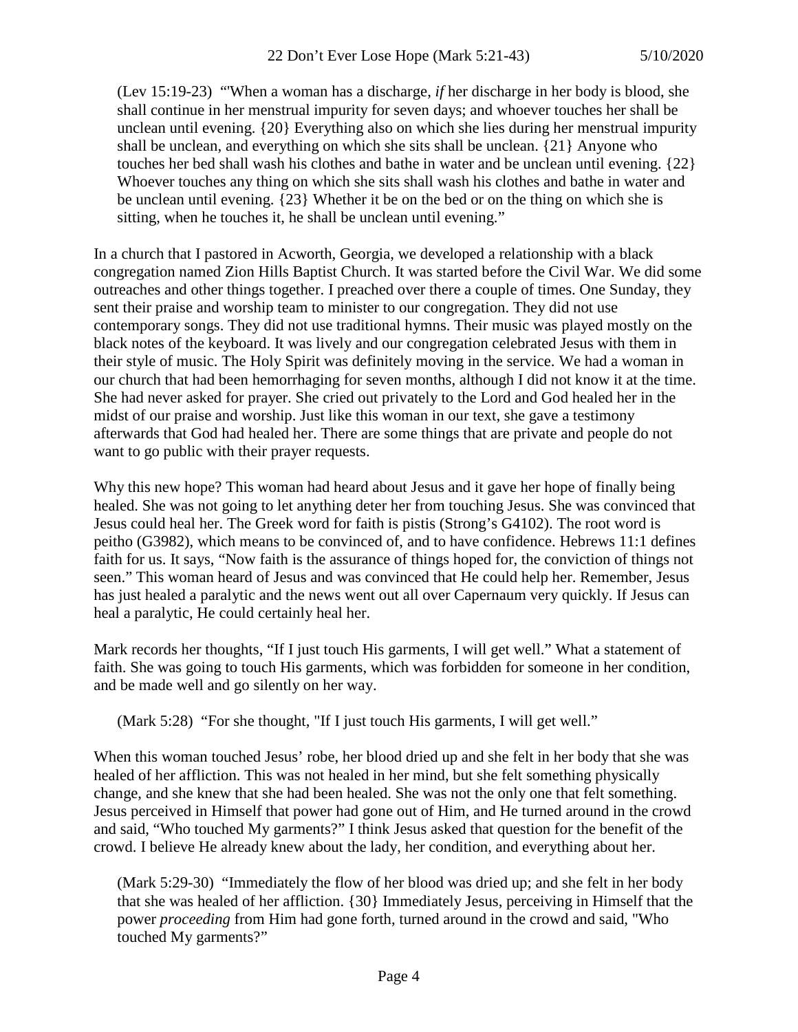(Lev 15:19-23) "'When a woman has a discharge, *if* her discharge in her body is blood, she shall continue in her menstrual impurity for seven days; and whoever touches her shall be unclean until evening. {20} Everything also on which she lies during her menstrual impurity shall be unclean, and everything on which she sits shall be unclean. {21} Anyone who touches her bed shall wash his clothes and bathe in water and be unclean until evening. {22} Whoever touches any thing on which she sits shall wash his clothes and bathe in water and be unclean until evening. {23} Whether it be on the bed or on the thing on which she is sitting, when he touches it, he shall be unclean until evening."

In a church that I pastored in Acworth, Georgia, we developed a relationship with a black congregation named Zion Hills Baptist Church. It was started before the Civil War. We did some outreaches and other things together. I preached over there a couple of times. One Sunday, they sent their praise and worship team to minister to our congregation. They did not use contemporary songs. They did not use traditional hymns. Their music was played mostly on the black notes of the keyboard. It was lively and our congregation celebrated Jesus with them in their style of music. The Holy Spirit was definitely moving in the service. We had a woman in our church that had been hemorrhaging for seven months, although I did not know it at the time. She had never asked for prayer. She cried out privately to the Lord and God healed her in the midst of our praise and worship. Just like this woman in our text, she gave a testimony afterwards that God had healed her. There are some things that are private and people do not want to go public with their prayer requests.

Why this new hope? This woman had heard about Jesus and it gave her hope of finally being healed. She was not going to let anything deter her from touching Jesus. She was convinced that Jesus could heal her. The Greek word for faith is pistis (Strong's G4102). The root word is peitho (G3982), which means to be convinced of, and to have confidence. Hebrews 11:1 defines faith for us. It says, "Now faith is the assurance of things hoped for, the conviction of things not seen." This woman heard of Jesus and was convinced that He could help her. Remember, Jesus has just healed a paralytic and the news went out all over Capernaum very quickly. If Jesus can heal a paralytic, He could certainly heal her.

Mark records her thoughts, "If I just touch His garments, I will get well." What a statement of faith. She was going to touch His garments, which was forbidden for someone in her condition, and be made well and go silently on her way.

(Mark 5:28) "For she thought, "If I just touch His garments, I will get well."

When this woman touched Jesus' robe, her blood dried up and she felt in her body that she was healed of her affliction. This was not healed in her mind, but she felt something physically change, and she knew that she had been healed. She was not the only one that felt something. Jesus perceived in Himself that power had gone out of Him, and He turned around in the crowd and said, "Who touched My garments?" I think Jesus asked that question for the benefit of the crowd. I believe He already knew about the lady, her condition, and everything about her.

(Mark 5:29-30) "Immediately the flow of her blood was dried up; and she felt in her body that she was healed of her affliction. {30} Immediately Jesus, perceiving in Himself that the power *proceeding* from Him had gone forth, turned around in the crowd and said, "Who touched My garments?"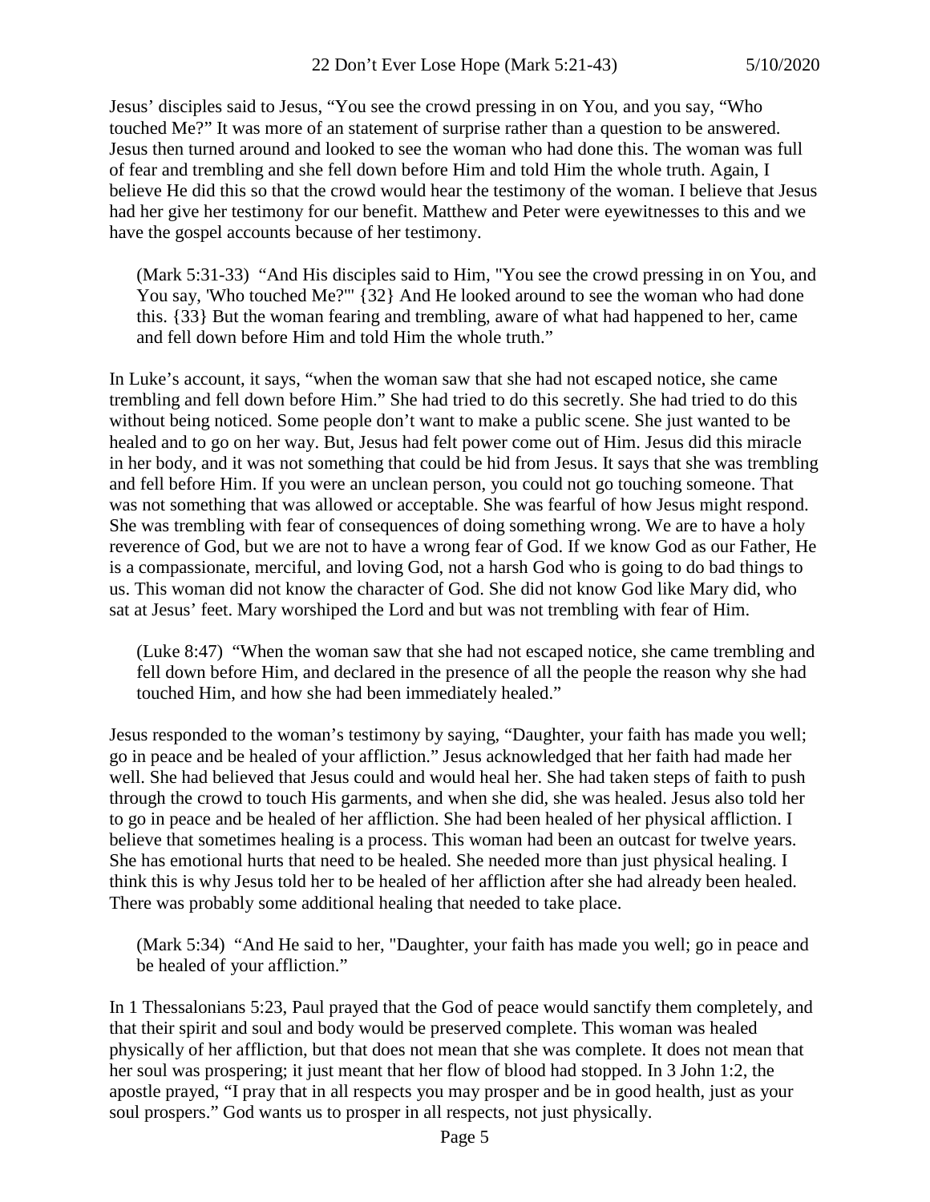Jesus' disciples said to Jesus, "You see the crowd pressing in on You, and you say, "Who touched Me?" It was more of an statement of surprise rather than a question to be answered. Jesus then turned around and looked to see the woman who had done this. The woman was full of fear and trembling and she fell down before Him and told Him the whole truth. Again, I believe He did this so that the crowd would hear the testimony of the woman. I believe that Jesus had her give her testimony for our benefit. Matthew and Peter were eyewitnesses to this and we have the gospel accounts because of her testimony.

> (Mark 5:31-33) "And His disciples said to Him, "You see the crowd pressing in on You, and You say, 'Who touched Me?'" {32} And He looked around to see the woman who had done this. {33} But the woman fearing and trembling, aware of what had happened to her, came and fell down before Him and told Him the whole truth."

In Luke's account, it says, "when the woman saw that she had not escaped notice, she came trembling and fell down before Him." She had tried to do this secretly. She had tried to do this without being noticed. Some people don't want to make a public scene. She just wanted to be healed and to go on her way. But, Jesus had felt power come out of Him. Jesus did this miracle in her body, and it was not something that could be hid from Jesus. It says that she was trembling and fell before Him. If you were an unclean person, you could not go touching someone. That was not something that was allowed or acceptable. She was fearful of how Jesus might respond. She was trembling with fear of consequences of doing something wrong. We are to have a holy reverence of God, but we are not to have a wrong fear of God. If we know God as our Father, He is a compassionate, merciful, and loving God, not a harsh God who is going to do bad things to us. This woman did not know the character of God. She did not know God like Mary did, who sat at Jesus' feet. Mary worshiped the Lord and but was not trembling with fear of Him.

> (Luke 8:47) "When the woman saw that she had not escaped notice, she came trembling and fell down before Him, and declared in the presence of all the people the reason why she had touched Him, and how she had been immediately healed."

Jesus responded to the woman's testimony by saying, "Daughter, your faith has made you well; go in peace and be healed of your affliction." Jesus acknowledged that her faith had made her well. She had believed that Jesus could and would heal her. She had taken steps of faith to push through the crowd to touch His garments, and when she did, she was healed. Jesus also told her to go in peace and be healed of her affliction. She had been healed of her physical affliction. I believe that sometimes healing is a process. This woman had been an outcast for twelve years. She has emotional hurts that need to be healed. She needed more than just physical healing. I think this is why Jesus told her to be healed of her affliction after she had already been healed. There was probably some additional healing that needed to take place.

> (Mark 5:34) "And He said to her, "Daughter, your faith has made you well; go in peace and be healed of your affliction."

In 1 Thessalonians 5:23, Paul prayed that the God of peace would sanctify them completely, and that their spirit and soul and body would be preserved complete. This woman was healed physically of her affliction, but that does not mean that she was complete. It does not mean that her soul was prospering; it just meant that her flow of blood had stopped. In 3 John 1:2, the apostle prayed, "I pray that in all respects you may prosper and be in good health, just as your soul prospers." God wants us to prosper in all respects, not just physically.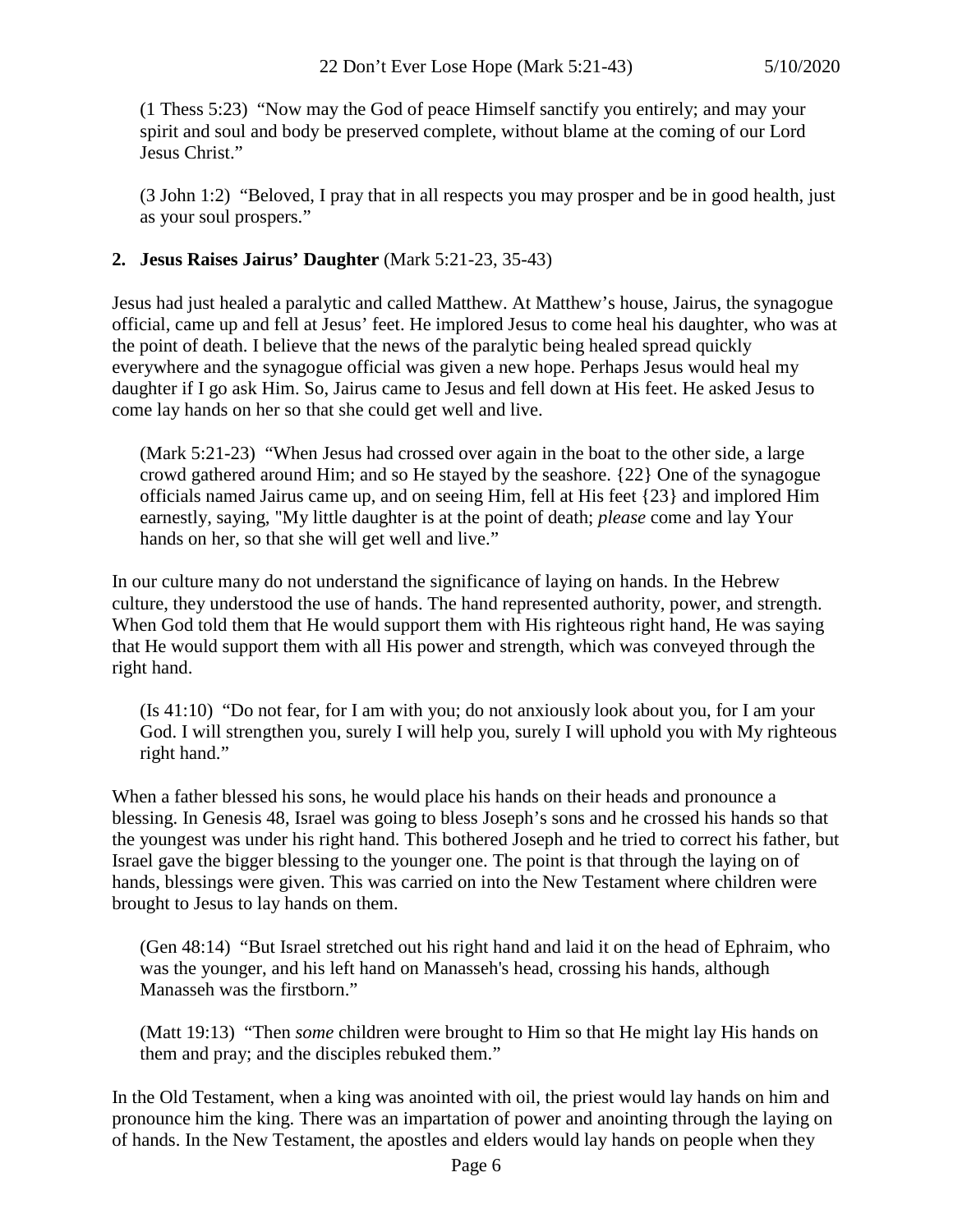(1 Thess 5:23) "Now may the God of peace Himself sanctify you entirely; and may your spirit and soul and body be preserved complete, without blame at the coming of our Lord Jesus Christ."

(3 John 1:2) "Beloved, I pray that in all respects you may prosper and be in good health, just as your soul prospers."

**2. Jesus Raises Jairus' Daughter** (Mark 5:21-23, 35-43)

Jesus had just healed a paralytic and called Matthew. At Matthew's house, Jairus, the synagogue official, came up and fell at Jesus' feet. He implored Jesus to come heal his daughter, who was at the point of death. I believe that the news of the paralytic being healed spread quickly everywhere and the synagogue official was given a new hope. Perhaps Jesus would heal my daughter if I go ask Him. So, Jairus came to Jesus and fell down at His feet. He asked Jesus to come lay hands on her so that she could get well and live.

(Mark 5:21-23) "When Jesus had crossed over again in the boat to the other side, a large crowd gathered around Him; and so He stayed by the seashore. {22} One of the synagogue officials named Jairus came up, and on seeing Him, fell at His feet {23} and implored Him earnestly, saying, "My little daughter is at the point of death; *please* come and lay Your hands on her, so that she will get well and live."

In our culture many do not understand the significance of laying on hands. In the Hebrew culture, they understood the use of hands. The hand represented authority, power, and strength. When God told them that He would support them with His righteous right hand, He was saying that He would support them with all His power and strength, which was conveyed through the right hand.

(Is 41:10) "Do not fear, for I am with you; do not anxiously look about you, for I am your God. I will strengthen you, surely I will help you, surely I will uphold you with My righteous right hand."

When a father blessed his sons, he would place his hands on their heads and pronounce a blessing. In Genesis 48, Israel was going to bless Joseph's sons and he crossed his hands so that the youngest was under his right hand. This bothered Joseph and he tried to correct his father, but Israel gave the bigger blessing to the younger one. The point is that through the laying on of hands, blessings were given. This was carried on into the New Testament where children were brought to Jesus to lay hands on them.

(Gen 48:14) "But Israel stretched out his right hand and laid it on the head of Ephraim, who was the younger, and his left hand on Manasseh's head, crossing his hands, although Manasseh was the firstborn."

(Matt 19:13) "Then *some* children were brought to Him so that He might lay His hands on them and pray; and the disciples rebuked them."

In the Old Testament, when a king was anointed with oil, the priest would lay hands on him and pronounce him the king. There was an impartation of power and anointing through the laying on of hands. In the New Testament, the apostles and elders would lay hands on people when they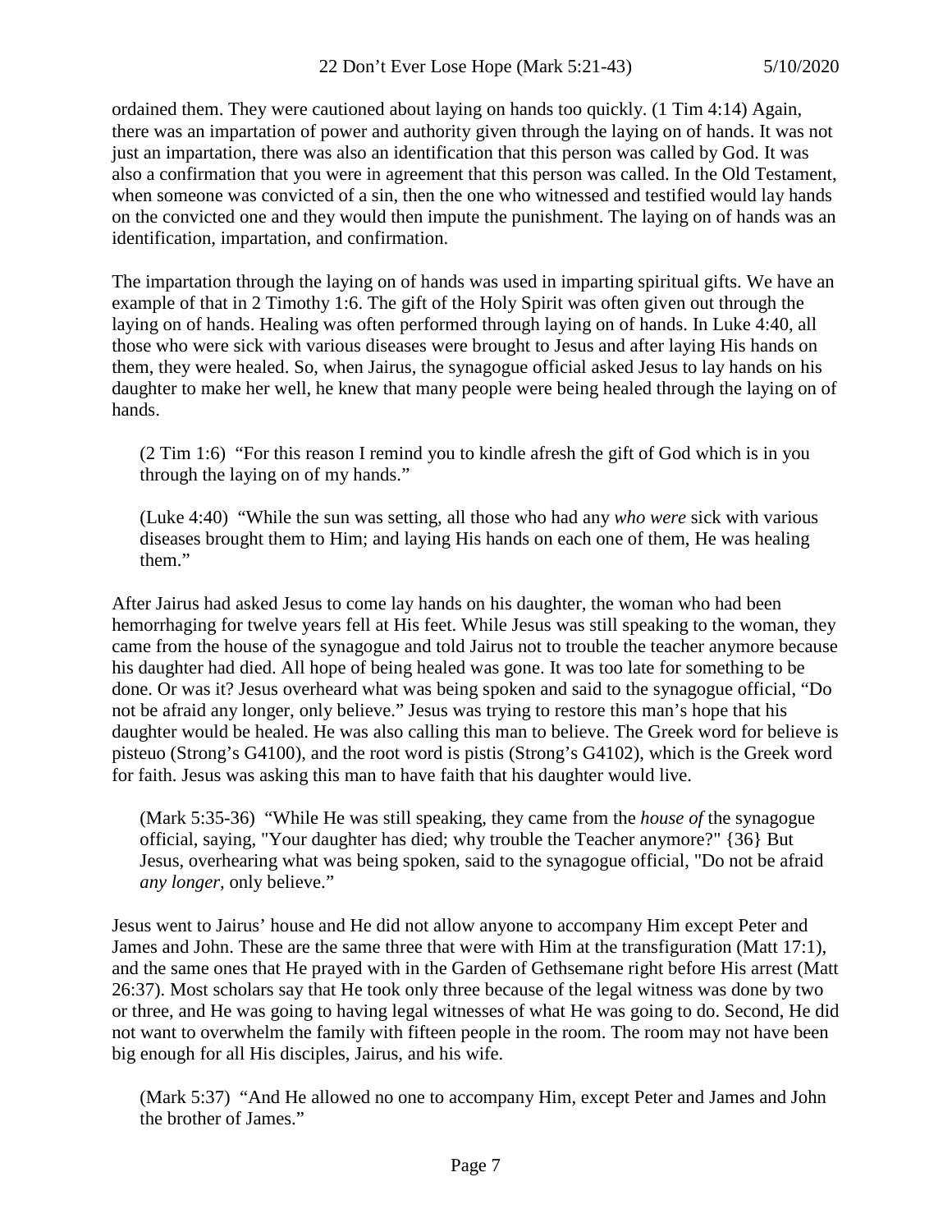ordained them. They were cautioned about laying on hands too quickly. (1 Tim 4:14) Again, there was an impartation of power and authority given through the laying on of hands. It was not just an impartation, there was also an identification that this person was called by God. It was also a confirmation that you were in agreement that this person was called. In the Old Testament, when someone was convicted of a sin, then the one who witnessed and testified would lay hands on the convicted one and they would then impute the punishment. The laying on of hands was an identification, impartation, and confirmation.

The impartation through the laying on of hands was used in imparting spiritual gifts. We have an example of that in 2 Timothy 1:6. The gift of the Holy Spirit was often given out through the laying on of hands. Healing was often performed through laying on of hands. In Luke 4:40, all those who were sick with various diseases were brought to Jesus and after laying His hands on them, they were healed. So, when Jairus, the synagogue official asked Jesus to lay hands on his daughter to make her well, he knew that many people were being healed through the laying on of hands.

> (2 Tim 1:6) "For this reason I remind you to kindle afresh the gift of God which is in you through the laying on of my hands."

> (Luke 4:40) "While the sun was setting, all those who had any *who were* sick with various diseases brought them to Him; and laying His hands on each one of them, He was healing them."

After Jairus had asked Jesus to come lay hands on his daughter, the woman who had been hemorrhaging for twelve years fell at His feet. While Jesus was still speaking to the woman, they came from the house of the synagogue and told Jairus not to trouble the teacher anymore because his daughter had died. All hope of being healed was gone. It was too late for something to be done. Or was it? Jesus overheard what was being spoken and said to the synagogue official, "Do not be afraid any longer, only believe." Jesus was trying to restore this man's hope that his daughter would be healed. He was also calling this man to believe. The Greek word for believe is pisteuo (Strong's G4100), and the root word is pistis (Strong's G4102), which is the Greek word for faith. Jesus was asking this man to have faith that his daughter would live.

> (Mark 5:35-36) "While He was still speaking, they came from the *house of* the synagogue official, saying, "Your daughter has died; why trouble the Teacher anymore?" {36} But Jesus, overhearing what was being spoken, said to the synagogue official, "Do not be afraid *any longer,* only believe."

Jesus went to Jairus' house and He did not allow anyone to accompany Him except Peter and James and John. These are the same three that were with Him at the transfiguration (Matt 17:1), and the same ones that He prayed with in the Garden of Gethsemane right before His arrest (Matt 26:37). Most scholars say that He took only three because of the legal witness was done by two or three, and He was going to having legal witnesses of what He was going to do. Second, He did not want to overwhelm the family with fifteen people in the room. The room may not have been big enough for all His disciples, Jairus, and his wife.

> (Mark 5:37) "And He allowed no one to accompany Him, except Peter and James and John the brother of James."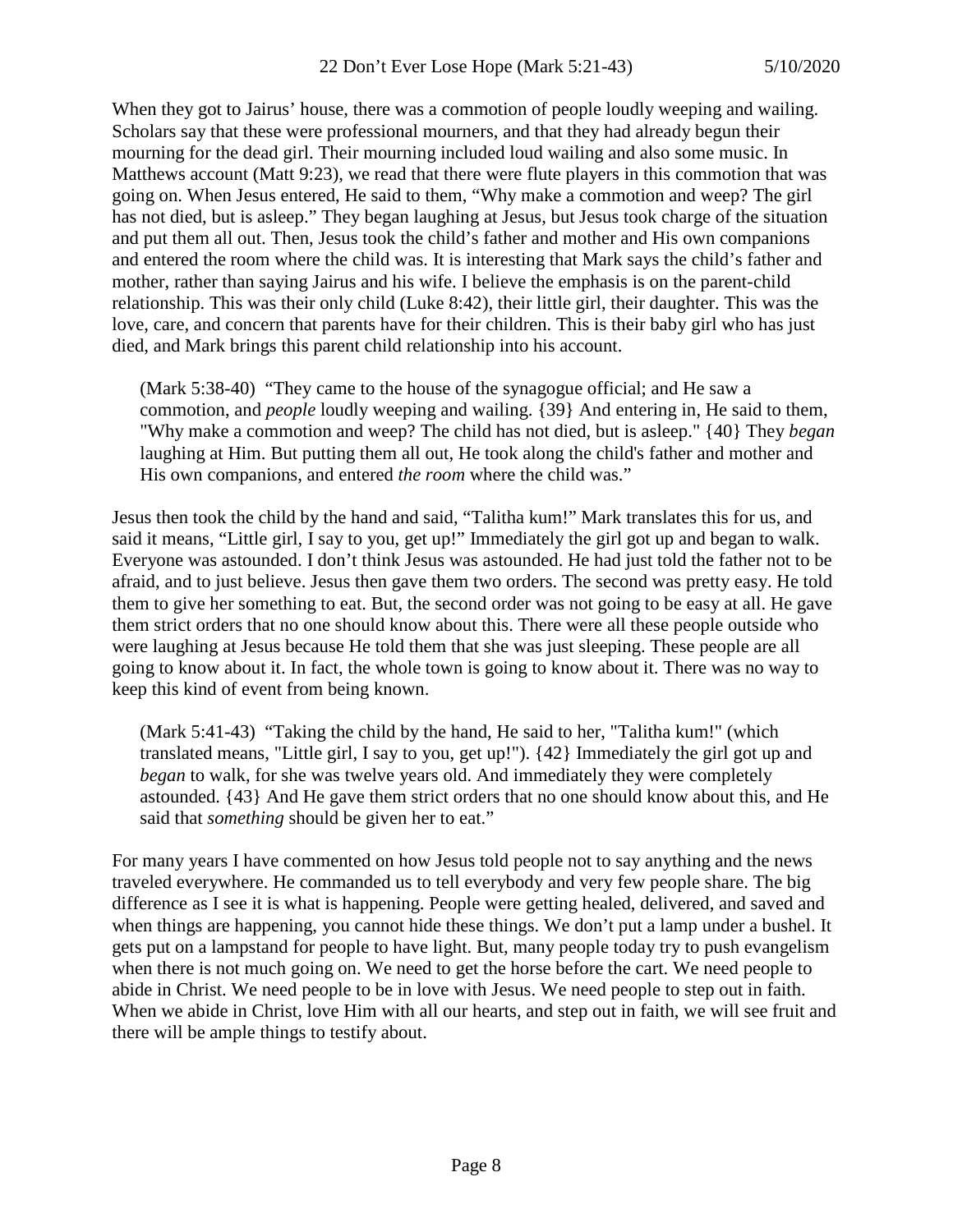When they got to Jairus' house, there was a commotion of people loudly weeping and wailing. Scholars say that these were professional mourners, and that they had already begun their mourning for the dead girl. Their mourning included loud wailing and also some music. In Matthews account (Matt 9:23), we read that there were flute players in this commotion that was going on. When Jesus entered, He said to them, "Why make a commotion and weep? The girl has not died, but is asleep." They began laughing at Jesus, but Jesus took charge of the situation and put them all out. Then, Jesus took the child's father and mother and His own companions and entered the room where the child was. It is interesting that Mark says the child's father and mother, rather than saying Jairus and his wife. I believe the emphasis is on the parent-child relationship. This was their only child (Luke 8:42), their little girl, their daughter. This was the love, care, and concern that parents have for their children. This is their baby girl who has just died, and Mark brings this parent child relationship into his account.

> (Mark 5:38-40) "They came to the house of the synagogue official; and He saw a commotion, and *people* loudly weeping and wailing. {39} And entering in, He said to them, "Why make a commotion and weep? The child has not died, but is asleep." {40} They *began* laughing at Him. But putting them all out, He took along the child's father and mother and His own companions, and entered *the room* where the child was."

Jesus then took the child by the hand and said, "Talitha kum!" Mark translates this for us, and said it means, "Little girl, I say to you, get up!" Immediately the girl got up and began to walk. Everyone was astounded. I don't think Jesus was astounded. He had just told the father not to be afraid, and to just believe. Jesus then gave them two orders. The second was pretty easy. He told them to give her something to eat. But, the second order was not going to be easy at all. He gave them strict orders that no one should know about this. There were all these people outside who were laughing at Jesus because He told them that she was just sleeping. These people are all going to know about it. In fact, the whole town is going to know about it. There was no way to keep this kind of event from being known.

> (Mark 5:41-43) "Taking the child by the hand, He said to her, "Talitha kum!" (which translated means, "Little girl, I say to you, get up!"). {42} Immediately the girl got up and *began* to walk, for she was twelve years old. And immediately they were completely astounded. {43} And He gave them strict orders that no one should know about this, and He said that *something* should be given her to eat."

For many years I have commented on how Jesus told people not to say anything and the news traveled everywhere. He commanded us to tell everybody and very few people share. The big difference as I see it is what is happening. People were getting healed, delivered, and saved and when things are happening, you cannot hide these things. We don't put a lamp under a bushel. It gets put on a lampstand for people to have light. But, many people today try to push evangelism when there is not much going on. We need to get the horse before the cart. We need people to abide in Christ. We need people to be in love with Jesus. We need people to step out in faith. When we abide in Christ, love Him with all our hearts, and step out in faith, we will see fruit and there will be ample things to testify about.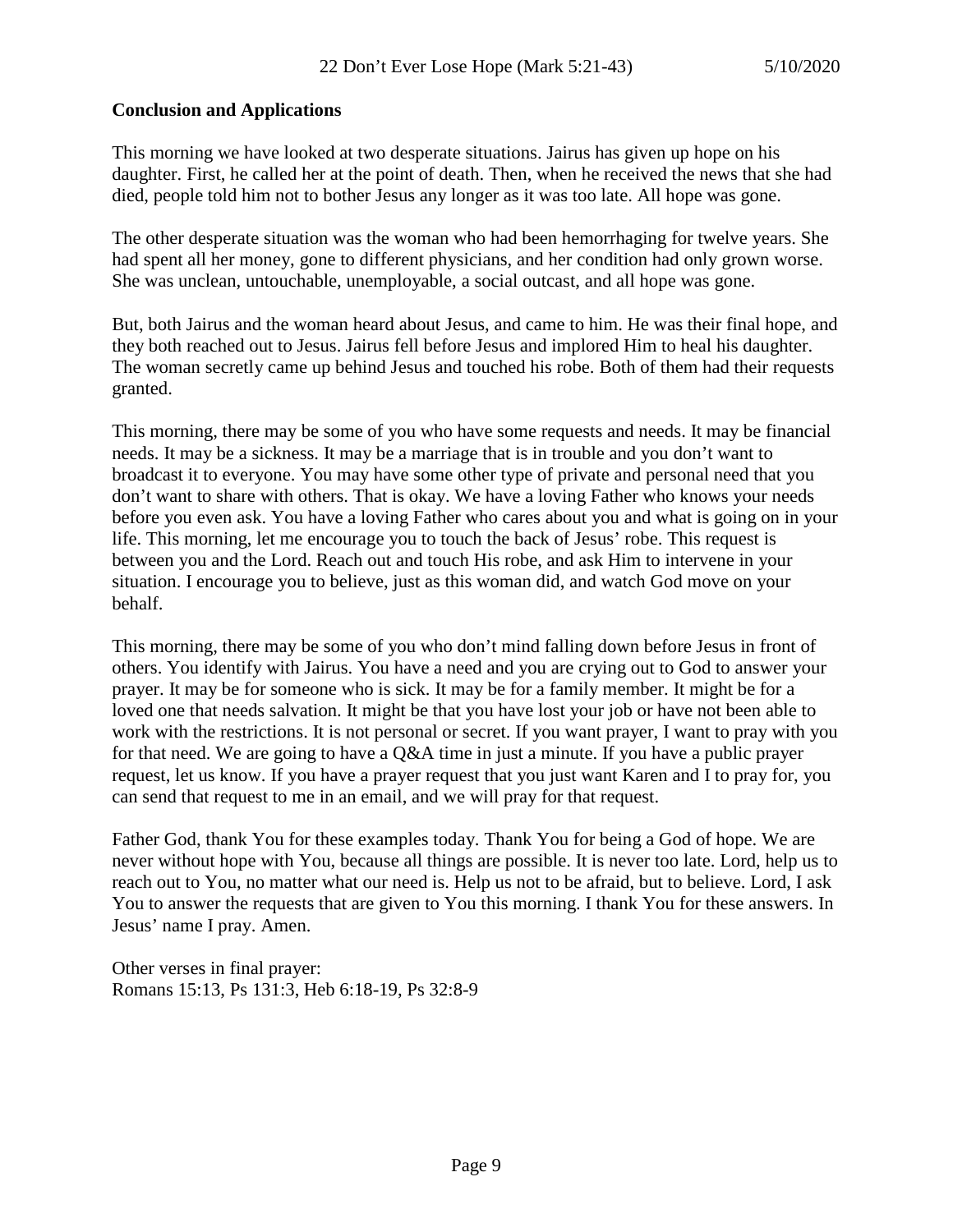**Conclusion and Applications**

This morning we have looked at two desperate situations. Jairus has given up hope on his daughter. First, he called her at the point of death. Then, when he received the news that she had died, people told him not to bother Jesus any longer as it was too late. All hope was gone.

The other desperate situation was the woman who had been hemorrhaging for twelve years. She had spent all her money, gone to different physicians, and her condition had only grown worse. She was unclean, untouchable, unemployable, a social outcast, and all hope was gone.

But, both Jairus and the woman heard about Jesus, and came to him. He was their final hope, and they both reached out to Jesus. Jairus fell before Jesus and implored Him to heal his daughter. The woman secretly came up behind Jesus and touched his robe. Both of them had their requests granted.

This morning, there may be some of you who have some requests and needs. It may be financial needs. It may be a sickness. It may be a marriage that is in trouble and you don't want to broadcast it to everyone. You may have some other type of private and personal need that you don't want to share with others. That is okay. We have a loving Father who knows your needs before you even ask. You have a loving Father who cares about you and what is going on in your life. This morning, let me encourage you to touch the back of Jesus' robe. This request is between you and the Lord. Reach out and touch His robe, and ask Him to intervene in your situation. I encourage you to believe, just as this woman did, and watch God move on your behalf.

This morning, there may be some of you who don't mind falling down before Jesus in front of others. You identify with Jairus. You have a need and you are crying out to God to answer your prayer. It may be for someone who is sick. It may be for a family member. It might be for a loved one that needs salvation. It might be that you have lost your job or have not been able to work with the restrictions. It is not personal or secret. If you want prayer, I want to pray with you for that need. We are going to have a Q&A time in just a minute. If you have a public prayer request, let us know. If you have a prayer request that you just want Karen and I to pray for, you can send that request to me in an email, and we will pray for that request.

Father God, thank You for these examples today. Thank You for being a God of hope. We are never without hope with You, because all things are possible. It is never too late. Lord, help us to reach out to You, no matter what our need is. Help us not to be afraid, but to believe. Lord, I ask You to answer the requests that are given to You this morning. I thank You for these answers. In Jesus' name I pray. Amen.

Other verses in final prayer:
Romans 15:13, Ps 131:3, Heb 6:18-19, Ps 32:8-9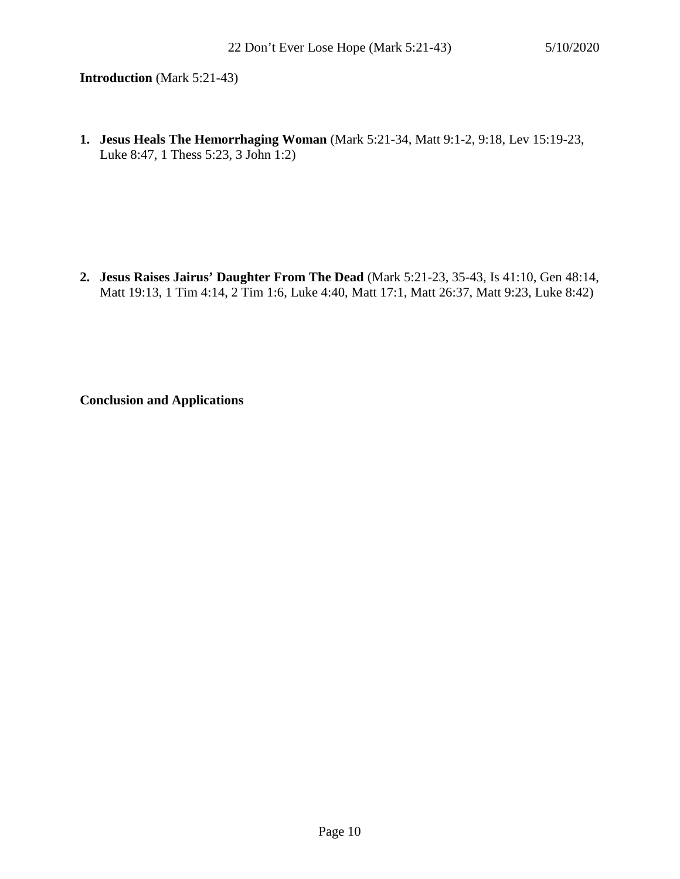# 22 Don't Ever Lose Hope (Mark 5:21-43) 5/10/2020

**Introduction** (Mark 5:21-43)

1. **Jesus Heals The Hemorrhaging Woman** (Mark 5:21-34, Matt 9:1-2, 9:18, Lev 15:19-23, Luke 8:47, 1 Thess 5:23, 3 John 1:2)

2. **Jesus Raises Jairus' Daughter From The Dead** (Mark 5:21-23, 35-43, Is 41:10, Gen 48:14, Matt 19:13, 1 Tim 4:14, 2 Tim 1:6, Luke 4:40, Matt 17:1, Matt 26:37, Matt 9:23, Luke 8:42)

**Conclusion and Applications**